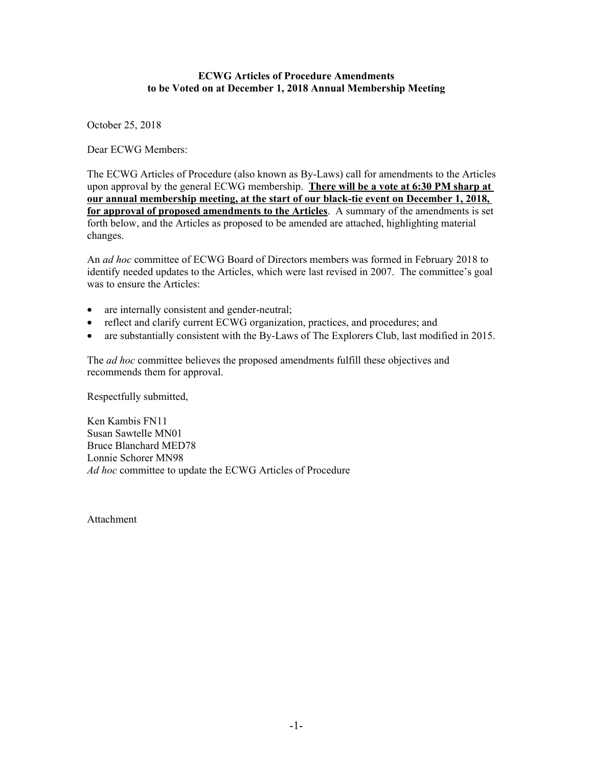**ECWG Articles of Procedure Amendments to be Voted on at December 1, 2018 Annual Membership Meeting**

October 25, 2018

Dear ECWG Members:

The ECWG Articles of Procedure (also known as By-Laws) call for amendments to the Articles upon approval by the general ECWG membership. **There will be a vote at 6:30 PM sharp at our annual membership meeting, at the start of our black-tie event on December 1, 2018, for approval of proposed amendments to the Articles**. A summary of the amendments is set forth below, and the Articles as proposed to be amended are attached, highlighting material changes.

An *ad hoc* committee of ECWG Board of Directors members was formed in February 2018 to identify needed updates to the Articles, which were last revised in 2007. The committee's goal was to ensure the Articles:

- are internally consistent and gender-neutral;
- reflect and clarify current ECWG organization, practices, and procedures; and
- are substantially consistent with the By-Laws of The Explorers Club, last modified in 2015.

The *ad hoc* committee believes the proposed amendments fulfill these objectives and recommends them for approval.

Respectfully submitted,

Ken Kambis FN11
Susan Sawtelle MN01
Bruce Blanchard MED78
Lonnie Schorer MN98
*Ad hoc* committee to update the ECWG Articles of Procedure

Attachment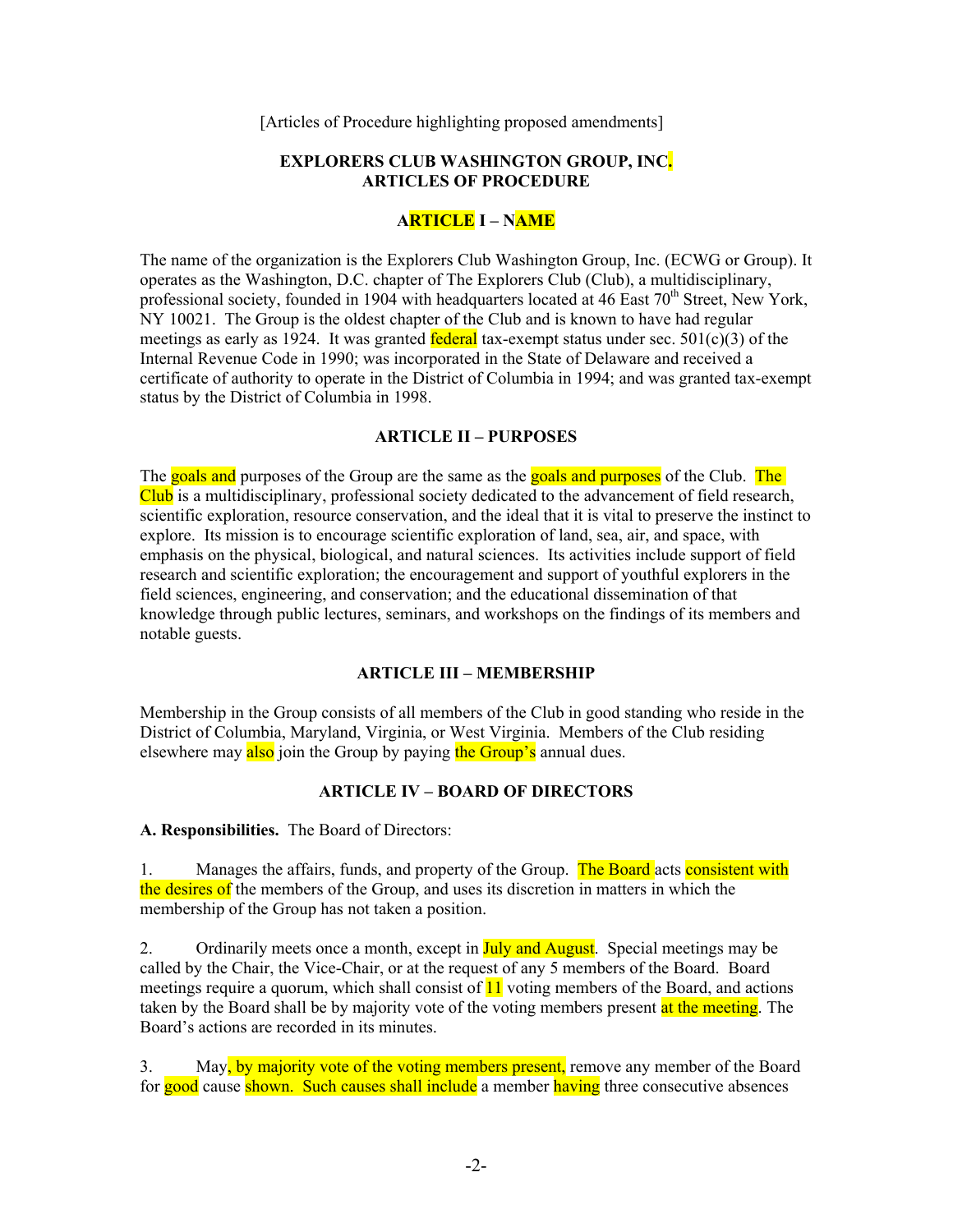[Articles of Procedure highlighting proposed amendments]

# EXPLORERS CLUB WASHINGTON GROUP, INC.
# ARTICLES OF PROCEDURE

## ARTICLE I – NAME

The name of the organization is the Explorers Club Washington Group, Inc. (ECWG or Group). It operates as the Washington, D.C. chapter of The Explorers Club (Club), a multidisciplinary, professional society, founded in 1904 with headquarters located at 46 East 70th Street, New York, NY 10021. The Group is the oldest chapter of the Club and is known to have had regular meetings as early as 1924. It was granted federal tax-exempt status under sec. 501(c)(3) of the Internal Revenue Code in 1990; was incorporated in the State of Delaware and received a certificate of authority to operate in the District of Columbia in 1994; and was granted tax-exempt status by the District of Columbia in 1998.

## ARTICLE II – PURPOSES

The goals and purposes of the Group are the same as the goals and purposes of the Club. The Club is a multidisciplinary, professional society dedicated to the advancement of field research, scientific exploration, resource conservation, and the ideal that it is vital to preserve the instinct to explore. Its mission is to encourage scientific exploration of land, sea, air, and space, with emphasis on the physical, biological, and natural sciences. Its activities include support of field research and scientific exploration; the encouragement and support of youthful explorers in the field sciences, engineering, and conservation; and the educational dissemination of that knowledge through public lectures, seminars, and workshops on the findings of its members and notable guests.

## ARTICLE III – MEMBERSHIP

Membership in the Group consists of all members of the Club in good standing who reside in the District of Columbia, Maryland, Virginia, or West Virginia. Members of the Club residing elsewhere may also join the Group by paying the Group's annual dues.

## ARTICLE IV – BOARD OF DIRECTORS

**A. Responsibilities.** The Board of Directors:

1. Manages the affairs, funds, and property of the Group. The Board acts consistent with the desires of the members of the Group, and uses its discretion in matters in which the membership of the Group has not taken a position.

2. Ordinarily meets once a month, except in July and August. Special meetings may be called by the Chair, the Vice-Chair, or at the request of any 5 members of the Board. Board meetings require a quorum, which shall consist of 11 voting members of the Board, and actions taken by the Board shall be by majority vote of the voting members present at the meeting. The Board's actions are recorded in its minutes.

3. May, by majority vote of the voting members present, remove any member of the Board for good cause shown. Such causes shall include a member having three consecutive absences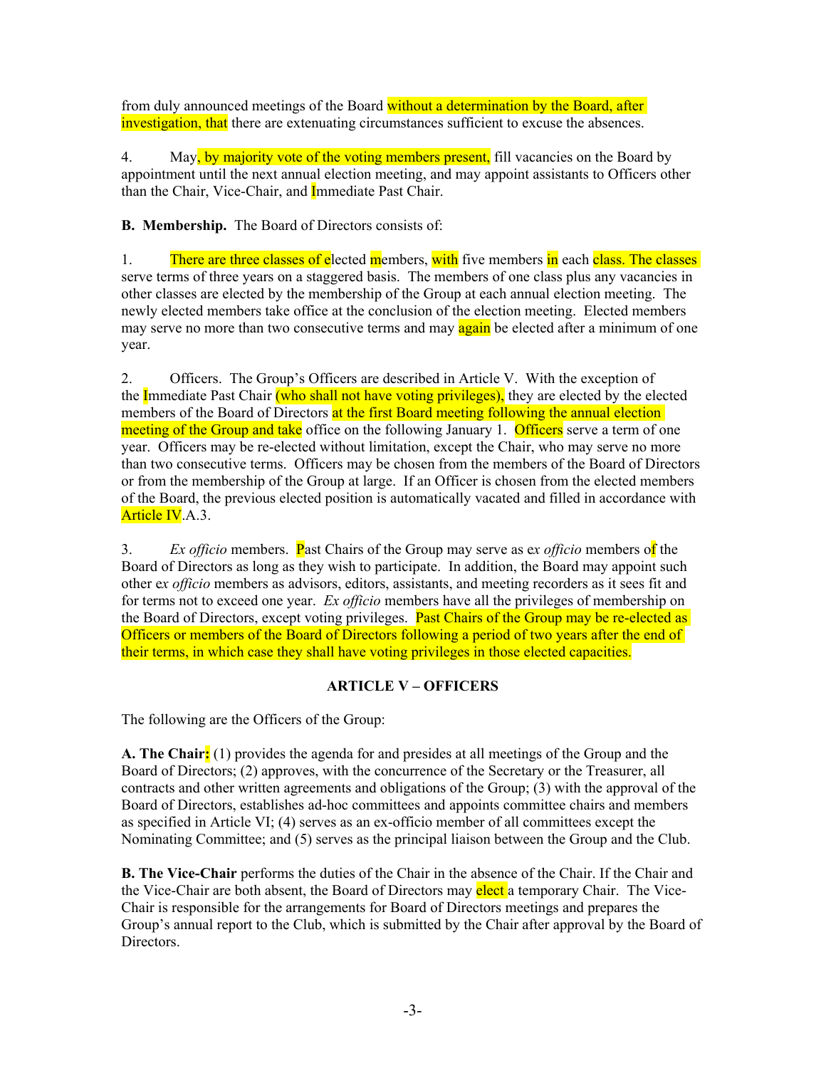from duly announced meetings of the Board without a determination by the Board, after investigation, that there are extenuating circumstances sufficient to excuse the absences.

4. May, by majority vote of the voting members present, fill vacancies on the Board by appointment until the next annual election meeting, and may appoint assistants to Officers other than the Chair, Vice-Chair, and Immediate Past Chair.

**B. Membership.** The Board of Directors consists of:

1. There are three classes of elected members, with five members in each class. The classes serve terms of three years on a staggered basis. The members of one class plus any vacancies in other classes are elected by the membership of the Group at each annual election meeting. The newly elected members take office at the conclusion of the election meeting. Elected members may serve no more than two consecutive terms and may again be elected after a minimum of one year.

2. Officers. The Group's Officers are described in Article V. With the exception of the Immediate Past Chair (who shall not have voting privileges), they are elected by the elected members of the Board of Directors at the first Board meeting following the annual election meeting of the Group and take office on the following January 1. Officers serve a term of one year. Officers may be re-elected without limitation, except the Chair, who may serve no more than two consecutive terms. Officers may be chosen from the members of the Board of Directors or from the membership of the Group at large. If an Officer is chosen from the elected members of the Board, the previous elected position is automatically vacated and filled in accordance with Article IV.A.3.

3. *Ex officio* members. Past Chairs of the Group may serve as e*x officio* members of the Board of Directors as long as they wish to participate. In addition, the Board may appoint such other e*x officio* members as advisors, editors, assistants, and meeting recorders as it sees fit and for terms not to exceed one year. *Ex officio* members have all the privileges of membership on the Board of Directors, except voting privileges. Past Chairs of the Group may be re-elected as Officers or members of the Board of Directors following a period of two years after the end of their terms, in which case they shall have voting privileges in those elected capacities.

## ARTICLE V – OFFICERS

The following are the Officers of the Group:

**A. The Chair:** (1) provides the agenda for and presides at all meetings of the Group and the Board of Directors; (2) approves, with the concurrence of the Secretary or the Treasurer, all contracts and other written agreements and obligations of the Group; (3) with the approval of the Board of Directors, establishes ad-hoc committees and appoints committee chairs and members as specified in Article VI; (4) serves as an ex-officio member of all committees except the Nominating Committee; and (5) serves as the principal liaison between the Group and the Club.

**B. The Vice-Chair** performs the duties of the Chair in the absence of the Chair. If the Chair and the Vice-Chair are both absent, the Board of Directors may elect a temporary Chair. The Vice-Chair is responsible for the arrangements for Board of Directors meetings and prepares the Group's annual report to the Club, which is submitted by the Chair after approval by the Board of Directors.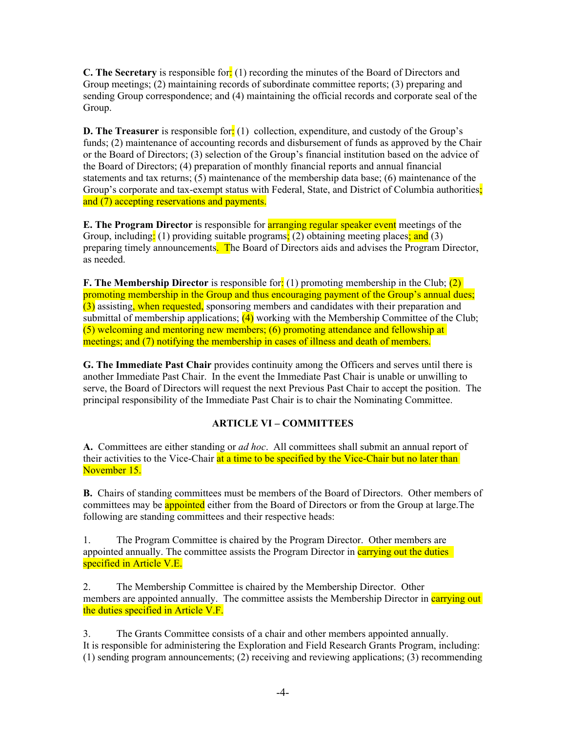**C. The Secretary** is responsible for: (1) recording the minutes of the Board of Directors and Group meetings; (2) maintaining records of subordinate committee reports; (3) preparing and sending Group correspondence; and (4) maintaining the official records and corporate seal of the Group.

**D. The Treasurer** is responsible for: (1) collection, expenditure, and custody of the Group's funds; (2) maintenance of accounting records and disbursement of funds as approved by the Chair or the Board of Directors; (3) selection of the Group's financial institution based on the advice of the Board of Directors; (4) preparation of monthly financial reports and annual financial statements and tax returns; (5) maintenance of the membership data base; (6) maintenance of the Group's corporate and tax-exempt status with Federal, State, and District of Columbia authorities; and (7) accepting reservations and payments.

**E. The Program Director** is responsible for arranging regular speaker event meetings of the Group, including: (1) providing suitable programs; (2) obtaining meeting places; and (3) preparing timely announcements. The Board of Directors aids and advises the Program Director, as needed.

**F. The Membership Director** is responsible for: (1) promoting membership in the Club; (2) promoting membership in the Group and thus encouraging payment of the Group's annual dues; (3) assisting, when requested, sponsoring members and candidates with their preparation and submittal of membership applications; (4) working with the Membership Committee of the Club; (5) welcoming and mentoring new members; (6) promoting attendance and fellowship at meetings; and (7) notifying the membership in cases of illness and death of members.

**G. The Immediate Past Chair** provides continuity among the Officers and serves until there is another Immediate Past Chair. In the event the Immediate Past Chair is unable or unwilling to serve, the Board of Directors will request the next Previous Past Chair to accept the position. The principal responsibility of the Immediate Past Chair is to chair the Nominating Committee.

## ARTICLE VI – COMMITTEES

**A.** Committees are either standing or *ad hoc*. All committees shall submit an annual report of their activities to the Vice-Chair at a time to be specified by the Vice-Chair but no later than November 15.

**B.** Chairs of standing committees must be members of the Board of Directors. Other members of committees may be appointed either from the Board of Directors or from the Group at large.The following are standing committees and their respective heads:

1. The Program Committee is chaired by the Program Director. Other members are appointed annually. The committee assists the Program Director in carrying out the duties specified in Article V.E.

2. The Membership Committee is chaired by the Membership Director. Other members are appointed annually. The committee assists the Membership Director in carrying out the duties specified in Article V.F.

3. The Grants Committee consists of a chair and other members appointed annually. It is responsible for administering the Exploration and Field Research Grants Program, including: (1) sending program announcements; (2) receiving and reviewing applications; (3) recommending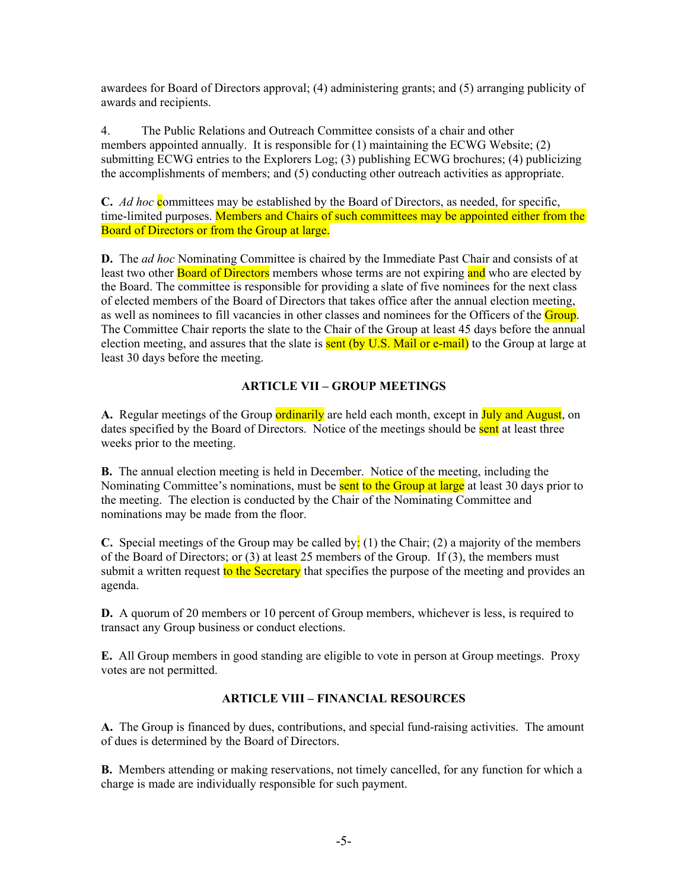awardees for Board of Directors approval; (4) administering grants; and (5) arranging publicity of awards and recipients.

4. The Public Relations and Outreach Committee consists of a chair and other members appointed annually. It is responsible for (1) maintaining the ECWG Website; (2) submitting ECWG entries to the Explorers Log; (3) publishing ECWG brochures; (4) publicizing the accomplishments of members; and (5) conducting other outreach activities as appropriate.

**C.** *Ad hoc* committees may be established by the Board of Directors, as needed, for specific, time-limited purposes. Members and Chairs of such committees may be appointed either from the Board of Directors or from the Group at large.

**D.** The *ad hoc* Nominating Committee is chaired by the Immediate Past Chair and consists of at least two other Board of Directors members whose terms are not expiring and who are elected by the Board. The committee is responsible for providing a slate of five nominees for the next class of elected members of the Board of Directors that takes office after the annual election meeting, as well as nominees to fill vacancies in other classes and nominees for the Officers of the Group. The Committee Chair reports the slate to the Chair of the Group at least 45 days before the annual election meeting, and assures that the slate is sent (by U.S. Mail or e-mail) to the Group at large at least 30 days before the meeting.

## ARTICLE VII – GROUP MEETINGS

**A.** Regular meetings of the Group ordinarily are held each month, except in July and August, on dates specified by the Board of Directors. Notice of the meetings should be sent at least three weeks prior to the meeting.

**B.** The annual election meeting is held in December. Notice of the meeting, including the Nominating Committee's nominations, must be sent to the Group at large at least 30 days prior to the meeting. The election is conducted by the Chair of the Nominating Committee and nominations may be made from the floor.

**C.** Special meetings of the Group may be called by: (1) the Chair; (2) a majority of the members of the Board of Directors; or (3) at least 25 members of the Group. If (3), the members must submit a written request to the Secretary that specifies the purpose of the meeting and provides an agenda.

**D.** A quorum of 20 members or 10 percent of Group members, whichever is less, is required to transact any Group business or conduct elections.

**E.** All Group members in good standing are eligible to vote in person at Group meetings. Proxy votes are not permitted.

## ARTICLE VIII – FINANCIAL RESOURCES

**A.** The Group is financed by dues, contributions, and special fund-raising activities. The amount of dues is determined by the Board of Directors.

**B.** Members attending or making reservations, not timely cancelled, for any function for which a charge is made are individually responsible for such payment.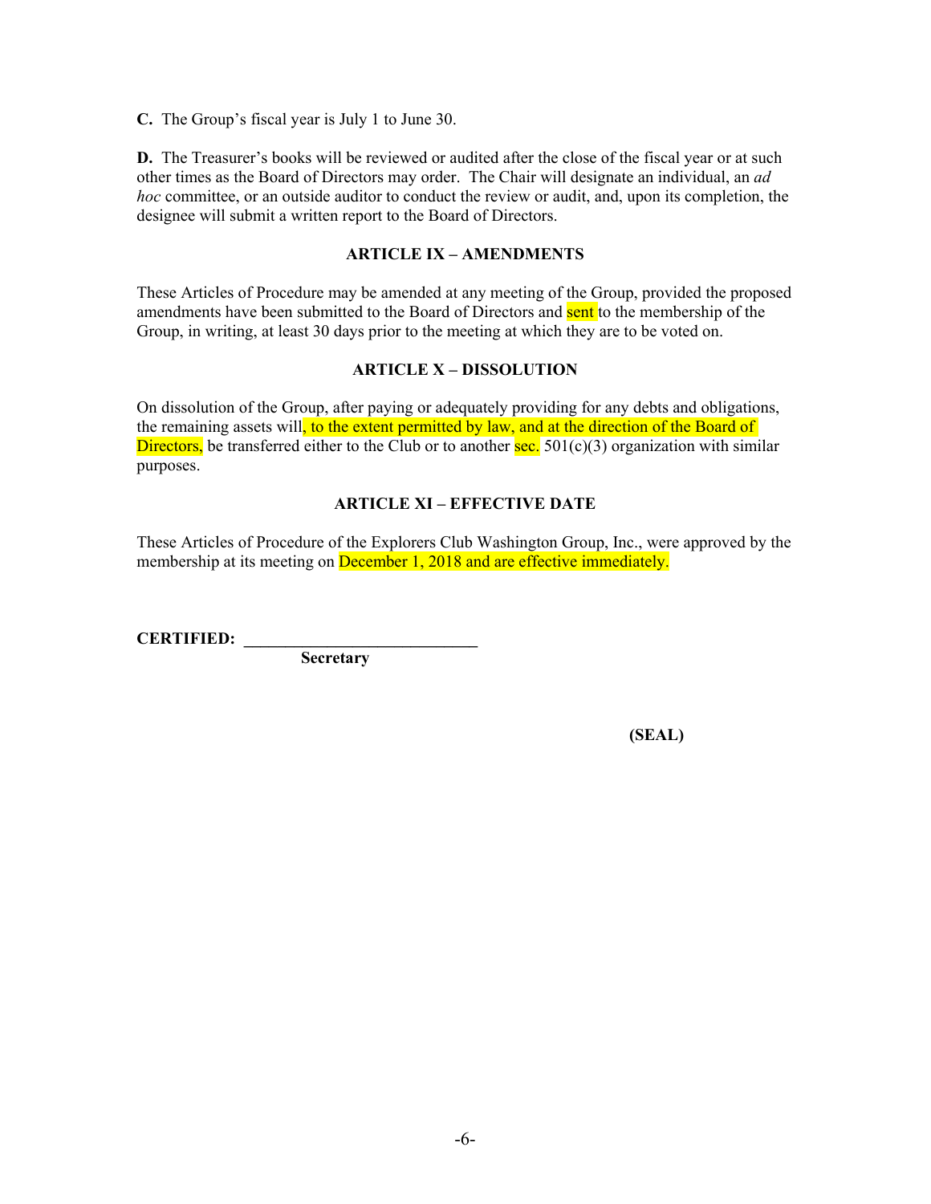**C.** The Group's fiscal year is July 1 to June 30.

**D.** The Treasurer's books will be reviewed or audited after the close of the fiscal year or at such other times as the Board of Directors may order. The Chair will designate an individual, an *ad hoc* committee, or an outside auditor to conduct the review or audit, and, upon its completion, the designee will submit a written report to the Board of Directors.

## ARTICLE IX – AMENDMENTS

These Articles of Procedure may be amended at any meeting of the Group, provided the proposed amendments have been submitted to the Board of Directors and sent to the membership of the Group, in writing, at least 30 days prior to the meeting at which they are to be voted on.

## ARTICLE X – DISSOLUTION

On dissolution of the Group, after paying or adequately providing for any debts and obligations, the remaining assets will, to the extent permitted by law, and at the direction of the Board of Directors, be transferred either to the Club or to another sec. 501(c)(3) organization with similar purposes.

## ARTICLE XI – EFFECTIVE DATE

These Articles of Procedure of the Explorers Club Washington Group, Inc., were approved by the membership at its meeting on December 1, 2018 and are effective immediately.

**CERTIFIED:** ____________________________
**Secretary**

**(SEAL)**